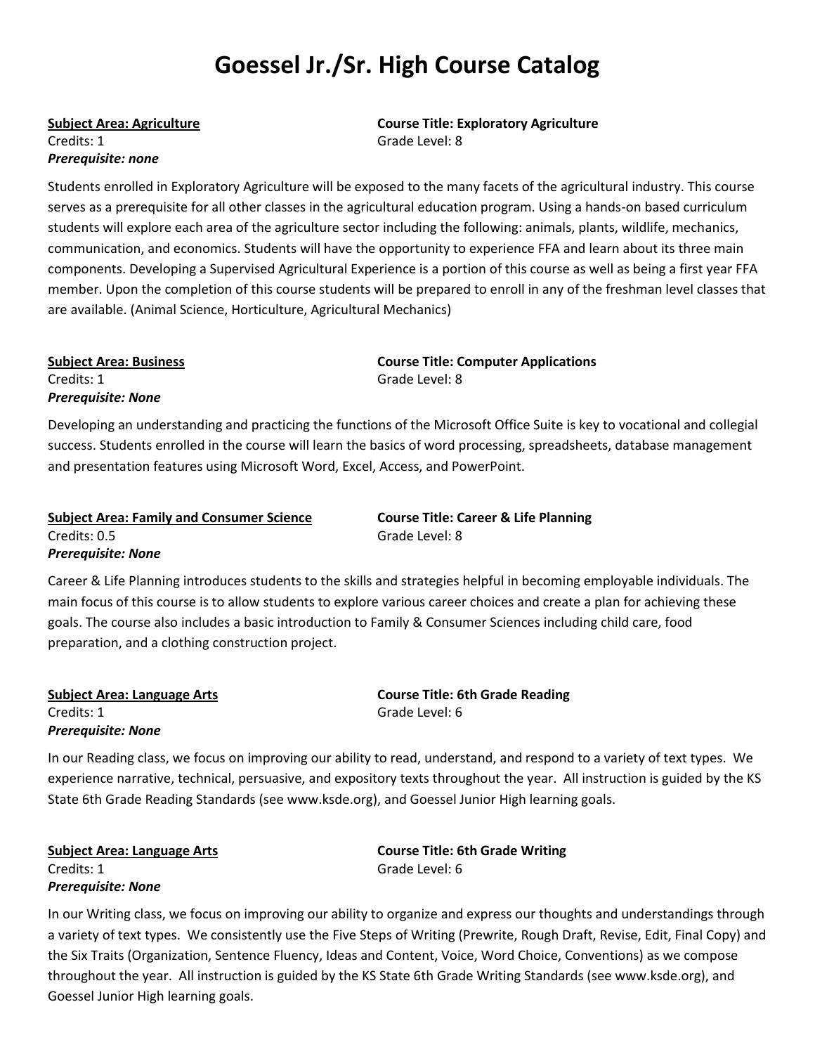# Goessel Jr./Sr. High Course Catalog

**Subject Area: Agriculture**
**Course Title: Exploratory Agriculture**
Credits: 1
Grade Level: 8
***Prerequisite: none***

Students enrolled in Exploratory Agriculture will be exposed to the many facets of the agricultural industry. This course serves as a prerequisite for all other classes in the agricultural education program. Using a hands-on based curriculum students will explore each area of the agriculture sector including the following: animals, plants, wildlife, mechanics, communication, and economics. Students will have the opportunity to experience FFA and learn about its three main components. Developing a Supervised Agricultural Experience is a portion of this course as well as being a first year FFA member. Upon the completion of this course students will be prepared to enroll in any of the freshman level classes that are available. (Animal Science, Horticulture, Agricultural Mechanics)

**Subject Area: Business**
**Course Title: Computer Applications**
Credits: 1
Grade Level: 8
***Prerequisite: None***

Developing an understanding and practicing the functions of the Microsoft Office Suite is key to vocational and collegial success. Students enrolled in the course will learn the basics of word processing, spreadsheets, database management and presentation features using Microsoft Word, Excel, Access, and PowerPoint.

**Subject Area: Family and Consumer Science**
**Course Title: Career & Life Planning**
Credits: 0.5
Grade Level: 8
***Prerequisite: None***

Career & Life Planning introduces students to the skills and strategies helpful in becoming employable individuals. The main focus of this course is to allow students to explore various career choices and create a plan for achieving these goals. The course also includes a basic introduction to Family & Consumer Sciences including child care, food preparation, and a clothing construction project.

**Subject Area: Language Arts**
**Course Title: 6th Grade Reading**
Credits: 1
Grade Level: 6
***Prerequisite: None***

In our Reading class, we focus on improving our ability to read, understand, and respond to a variety of text types. We experience narrative, technical, persuasive, and expository texts throughout the year. All instruction is guided by the KS State 6th Grade Reading Standards (see www.ksde.org), and Goessel Junior High learning goals.

**Subject Area: Language Arts**
**Course Title: 6th Grade Writing**
Credits: 1
Grade Level: 6
***Prerequisite: None***

In our Writing class, we focus on improving our ability to organize and express our thoughts and understandings through a variety of text types. We consistently use the Five Steps of Writing (Prewrite, Rough Draft, Revise, Edit, Final Copy) and the Six Traits (Organization, Sentence Fluency, Ideas and Content, Voice, Word Choice, Conventions) as we compose throughout the year. All instruction is guided by the KS State 6th Grade Writing Standards (see www.ksde.org), and Goessel Junior High learning goals.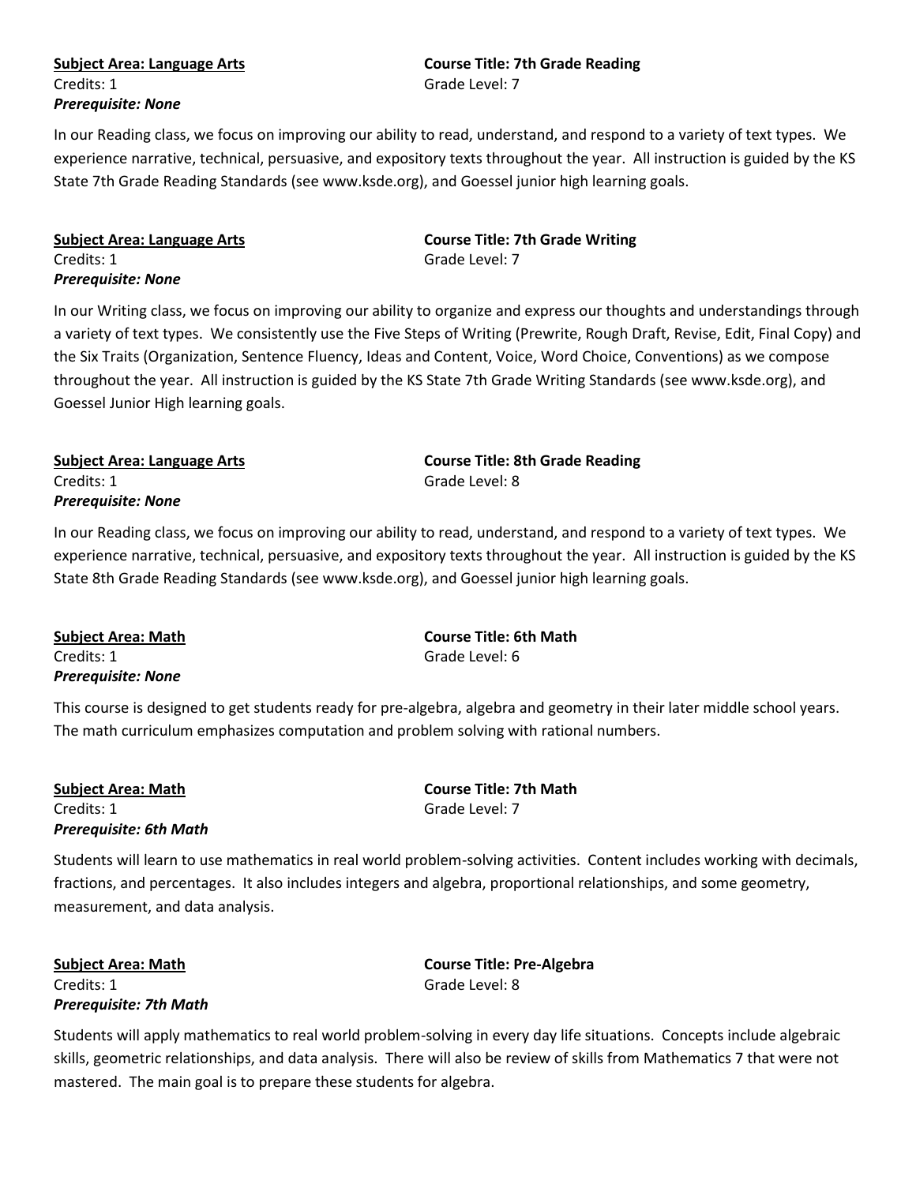**<u>Subject Area: Language Arts</u>** **Course Title: 7th Grade Reading**
Credits: 1 Grade Level: 7
***Prerequisite: None***

In our Reading class, we focus on improving our ability to read, understand, and respond to a variety of text types. We experience narrative, technical, persuasive, and expository texts throughout the year. All instruction is guided by the KS State 7th Grade Reading Standards (see www.ksde.org), and Goessel junior high learning goals.

**<u>Subject Area: Language Arts</u>** **Course Title: 7th Grade Writing**
Credits: 1 Grade Level: 7
***Prerequisite: None***

In our Writing class, we focus on improving our ability to organize and express our thoughts and understandings through a variety of text types. We consistently use the Five Steps of Writing (Prewrite, Rough Draft, Revise, Edit, Final Copy) and the Six Traits (Organization, Sentence Fluency, Ideas and Content, Voice, Word Choice, Conventions) as we compose throughout the year. All instruction is guided by the KS State 7th Grade Writing Standards (see www.ksde.org), and Goessel Junior High learning goals.

**<u>Subject Area: Language Arts</u>** **Course Title: 8th Grade Reading**
Credits: 1 Grade Level: 8
***Prerequisite: None***

In our Reading class, we focus on improving our ability to read, understand, and respond to a variety of text types. We experience narrative, technical, persuasive, and expository texts throughout the year. All instruction is guided by the KS State 8th Grade Reading Standards (see www.ksde.org), and Goessel junior high learning goals.

**<u>Subject Area: Math</u>** **Course Title: 6th Math**
Credits: 1 Grade Level: 6
***Prerequisite: None***

This course is designed to get students ready for pre-algebra, algebra and geometry in their later middle school years. The math curriculum emphasizes computation and problem solving with rational numbers.

**<u>Subject Area: Math</u>** **Course Title: 7th Math**
Credits: 1 Grade Level: 7
***Prerequisite: 6th Math***

Students will learn to use mathematics in real world problem-solving activities. Content includes working with decimals, fractions, and percentages. It also includes integers and algebra, proportional relationships, and some geometry, measurement, and data analysis.

**<u>Subject Area: Math</u>** **Course Title: Pre-Algebra**
Credits: 1 Grade Level: 8
***Prerequisite: 7th Math***

Students will apply mathematics to real world problem-solving in every day life situations. Concepts include algebraic skills, geometric relationships, and data analysis. There will also be review of skills from Mathematics 7 that were not mastered. The main goal is to prepare these students for algebra.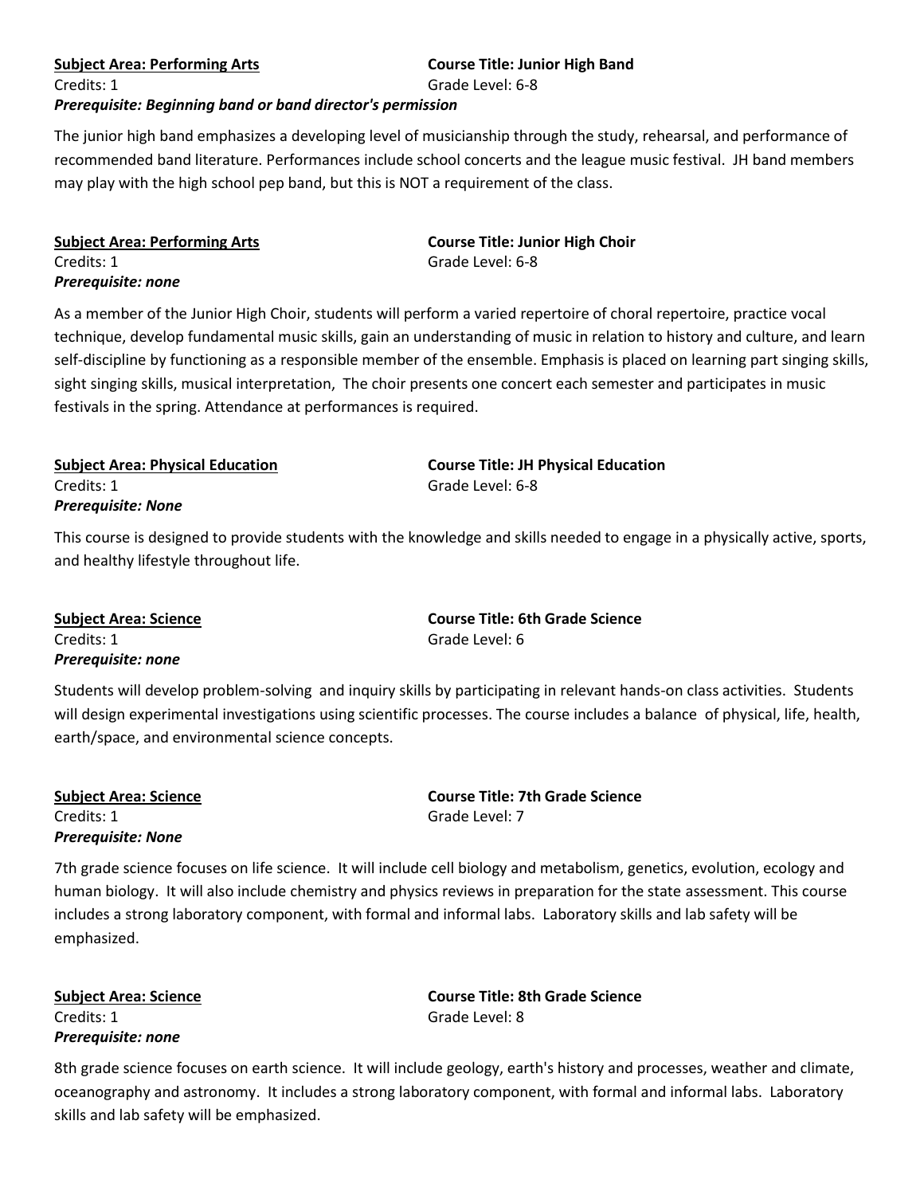**Subject Area: Performing Arts**
**Course Title: Junior High Band**
Credits: 1
Grade Level: 6-8
***Prerequisite: Beginning band or band director's permission***

The junior high band emphasizes a developing level of musicianship through the study, rehearsal, and performance of recommended band literature. Performances include school concerts and the league music festival. JH band members may play with the high school pep band, but this is NOT a requirement of the class.

**Subject Area: Performing Arts**
**Course Title: Junior High Choir**
Credits: 1
Grade Level: 6-8
***Prerequisite: none***

As a member of the Junior High Choir, students will perform a varied repertoire of choral repertoire, practice vocal technique, develop fundamental music skills, gain an understanding of music in relation to history and culture, and learn self-discipline by functioning as a responsible member of the ensemble. Emphasis is placed on learning part singing skills, sight singing skills, musical interpretation, The choir presents one concert each semester and participates in music festivals in the spring. Attendance at performances is required.

**Subject Area: Physical Education**
**Course Title: JH Physical Education**
Credits: 1
Grade Level: 6-8
***Prerequisite: None***

This course is designed to provide students with the knowledge and skills needed to engage in a physically active, sports, and healthy lifestyle throughout life.

**Subject Area: Science**
**Course Title: 6th Grade Science**
Credits: 1
Grade Level: 6
***Prerequisite: none***

Students will develop problem-solving and inquiry skills by participating in relevant hands-on class activities. Students will design experimental investigations using scientific processes. The course includes a balance of physical, life, health, earth/space, and environmental science concepts.

**Subject Area: Science**
**Course Title: 7th Grade Science**
Credits: 1
Grade Level: 7
***Prerequisite: None***

7th grade science focuses on life science. It will include cell biology and metabolism, genetics, evolution, ecology and human biology. It will also include chemistry and physics reviews in preparation for the state assessment. This course includes a strong laboratory component, with formal and informal labs. Laboratory skills and lab safety will be emphasized.

**Subject Area: Science**
**Course Title: 8th Grade Science**
Credits: 1
Grade Level: 8
***Prerequisite: none***

8th grade science focuses on earth science. It will include geology, earth's history and processes, weather and climate, oceanography and astronomy. It includes a strong laboratory component, with formal and informal labs. Laboratory skills and lab safety will be emphasized.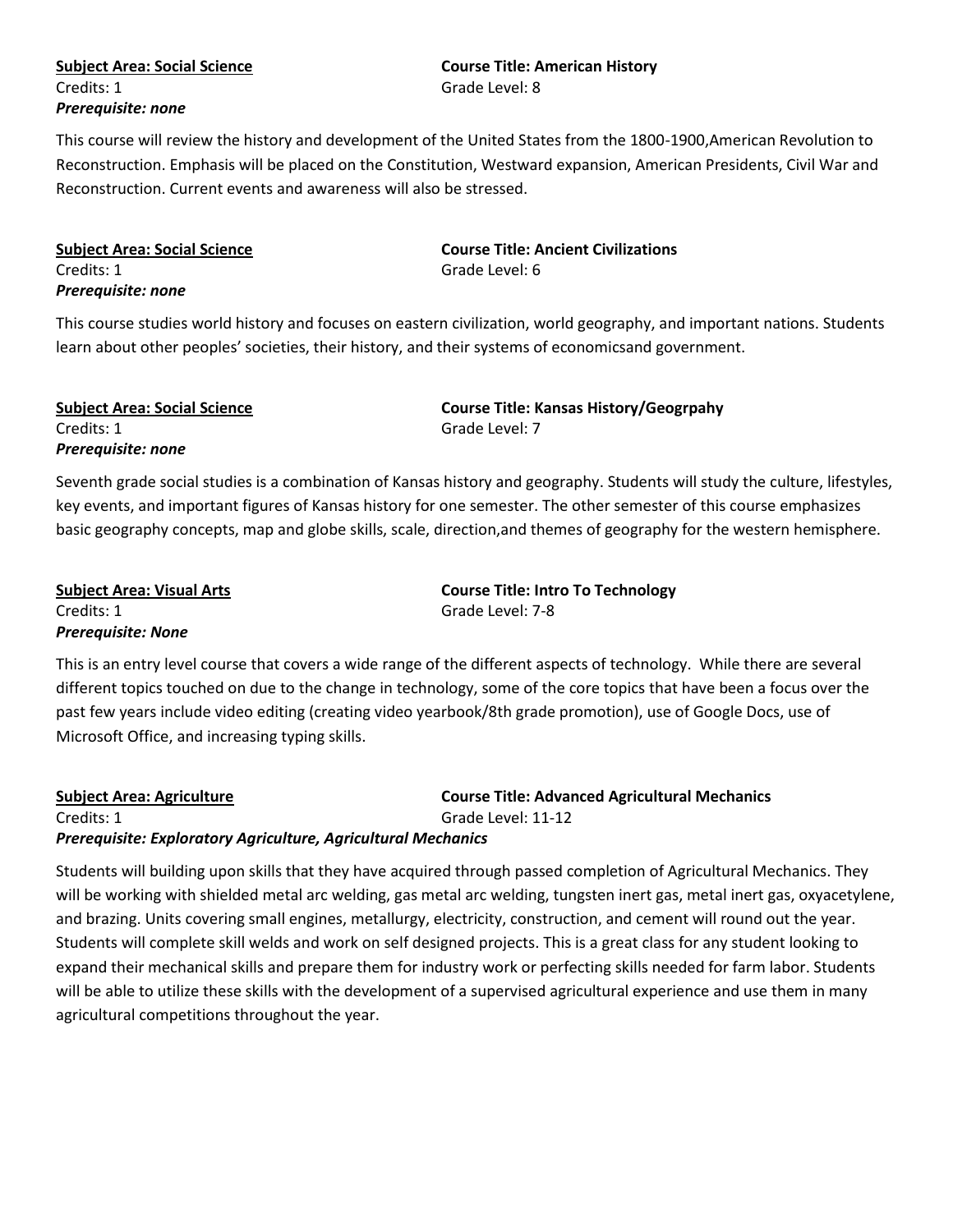**Subject Area: Social Science**
Credits: 1
***Prerequisite: none***

**Course Title: American History**
Grade Level: 8

This course will review the history and development of the United States from the 1800-1900,American Revolution to Reconstruction. Emphasis will be placed on the Constitution, Westward expansion, American Presidents, Civil War and Reconstruction. Current events and awareness will also be stressed.

**Subject Area: Social Science**
Credits: 1
***Prerequisite: none***

**Course Title: Ancient Civilizations**
Grade Level: 6

This course studies world history and focuses on eastern civilization, world geography, and important nations. Students learn about other peoples' societies, their history, and their systems of economicsand government.

**Subject Area: Social Science**
Credits: 1
***Prerequisite: none***

**Course Title: Kansas History/Geogrpahy**
Grade Level: 7

Seventh grade social studies is a combination of Kansas history and geography. Students will study the culture, lifestyles, key events, and important figures of Kansas history for one semester. The other semester of this course emphasizes basic geography concepts, map and globe skills, scale, direction,and themes of geography for the western hemisphere.

**Subject Area: Visual Arts**
Credits: 1
***Prerequisite: None***

**Course Title: Intro To Technology**
Grade Level: 7-8

This is an entry level course that covers a wide range of the different aspects of technology. While there are several different topics touched on due to the change in technology, some of the core topics that have been a focus over the past few years include video editing (creating video yearbook/8th grade promotion), use of Google Docs, use of Microsoft Office, and increasing typing skills.

**Subject Area: Agriculture**
Credits: 1
***Prerequisite: Exploratory Agriculture, Agricultural Mechanics***

**Course Title: Advanced Agricultural Mechanics**
Grade Level: 11-12

Students will building upon skills that they have acquired through passed completion of Agricultural Mechanics. They will be working with shielded metal arc welding, gas metal arc welding, tungsten inert gas, metal inert gas, oxyacetylene, and brazing. Units covering small engines, metallurgy, electricity, construction, and cement will round out the year. Students will complete skill welds and work on self designed projects. This is a great class for any student looking to expand their mechanical skills and prepare them for industry work or perfecting skills needed for farm labor. Students will be able to utilize these skills with the development of a supervised agricultural experience and use them in many agricultural competitions throughout the year.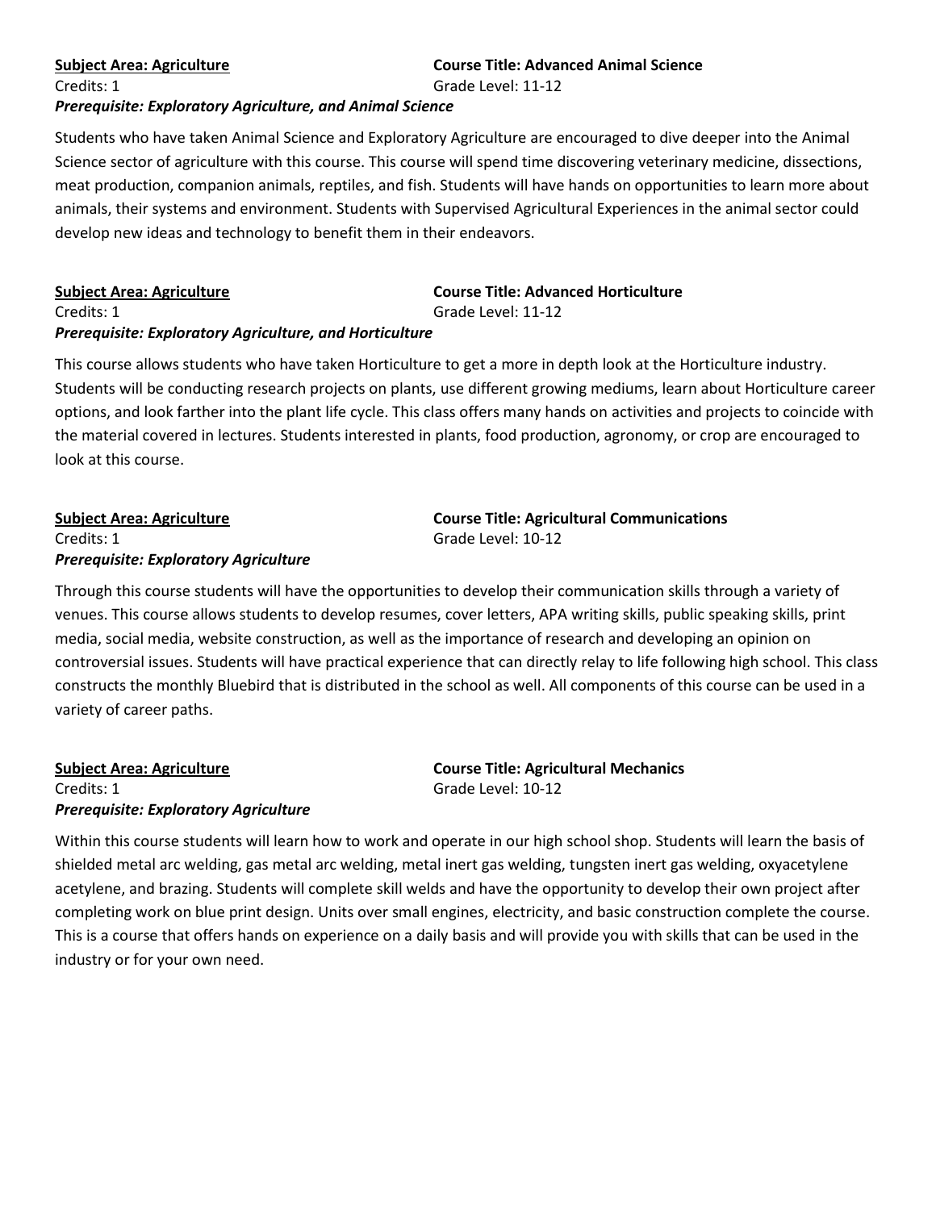**Subject Area: Agriculture**

**Course Title: Advanced Animal Science**

Credits: 1

Grade Level: 11-12

***Prerequisite: Exploratory Agriculture, and Animal Science***

Students who have taken Animal Science and Exploratory Agriculture are encouraged to dive deeper into the Animal Science sector of agriculture with this course. This course will spend time discovering veterinary medicine, dissections, meat production, companion animals, reptiles, and fish. Students will have hands on opportunities to learn more about animals, their systems and environment. Students with Supervised Agricultural Experiences in the animal sector could develop new ideas and technology to benefit them in their endeavors.

**Subject Area: Agriculture**

**Course Title: Advanced Horticulture**

Credits: 1

Grade Level: 11-12

***Prerequisite: Exploratory Agriculture, and Horticulture***

This course allows students who have taken Horticulture to get a more in depth look at the Horticulture industry. Students will be conducting research projects on plants, use different growing mediums, learn about Horticulture career options, and look farther into the plant life cycle. This class offers many hands on activities and projects to coincide with the material covered in lectures. Students interested in plants, food production, agronomy, or crop are encouraged to look at this course.

**Subject Area: Agriculture**

**Course Title: Agricultural Communications**

Credits: 1

Grade Level: 10-12

***Prerequisite: Exploratory Agriculture***

Through this course students will have the opportunities to develop their communication skills through a variety of venues. This course allows students to develop resumes, cover letters, APA writing skills, public speaking skills, print media, social media, website construction, as well as the importance of research and developing an opinion on controversial issues. Students will have practical experience that can directly relay to life following high school. This class constructs the monthly Bluebird that is distributed in the school as well. All components of this course can be used in a variety of career paths.

**Subject Area: Agriculture**

**Course Title: Agricultural Mechanics**

Credits: 1

Grade Level: 10-12

***Prerequisite: Exploratory Agriculture***

Within this course students will learn how to work and operate in our high school shop. Students will learn the basis of shielded metal arc welding, gas metal arc welding, metal inert gas welding, tungsten inert gas welding, oxyacetylene acetylene, and brazing. Students will complete skill welds and have the opportunity to develop their own project after completing work on blue print design. Units over small engines, electricity, and basic construction complete the course. This is a course that offers hands on experience on a daily basis and will provide you with skills that can be used in the industry or for your own need.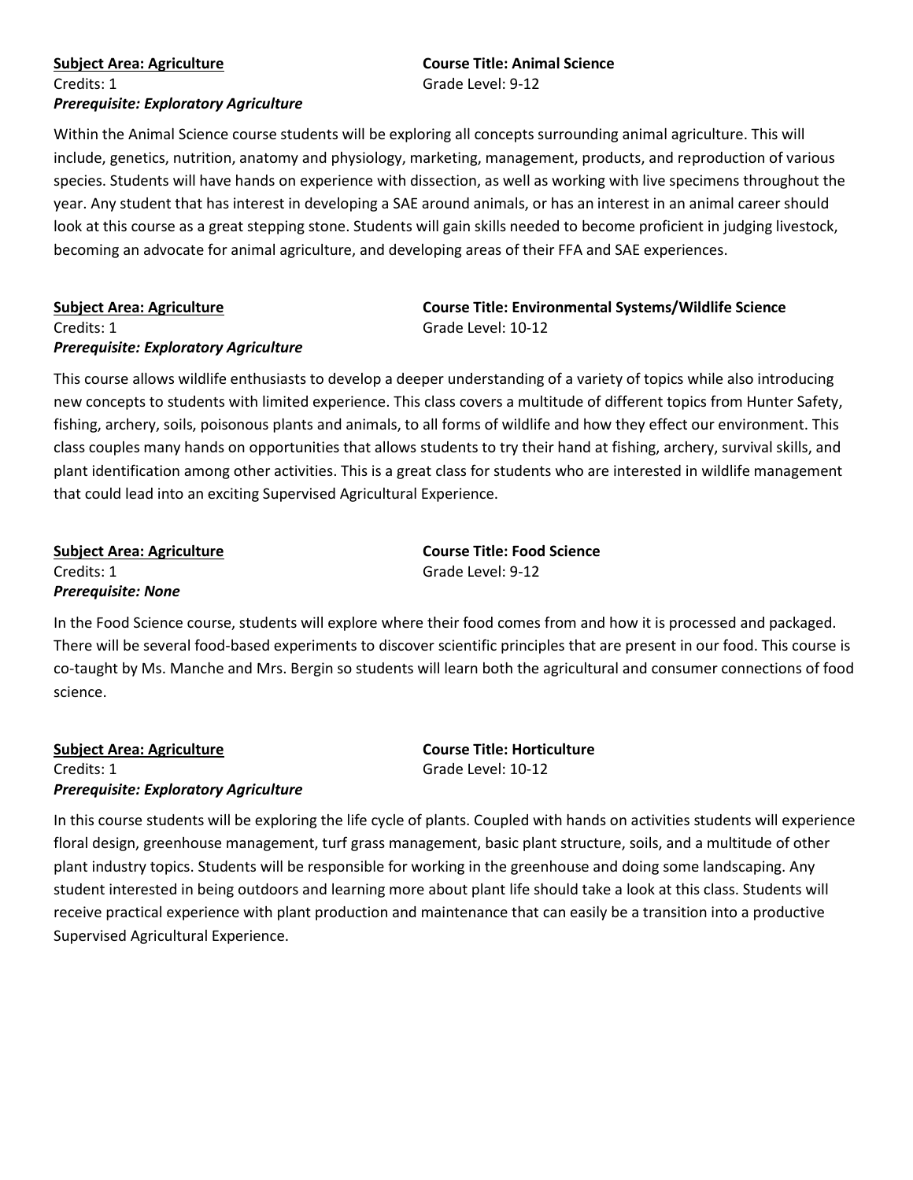**<u>Subject Area: Agriculture</u>**
**Course Title: Animal Science**
Credits: 1
Grade Level: 9-12
***Prerequisite: Exploratory Agriculture***

Within the Animal Science course students will be exploring all concepts surrounding animal agriculture. This will include, genetics, nutrition, anatomy and physiology, marketing, management, products, and reproduction of various species. Students will have hands on experience with dissection, as well as working with live specimens throughout the year. Any student that has interest in developing a SAE around animals, or has an interest in an animal career should look at this course as a great stepping stone. Students will gain skills needed to become proficient in judging livestock, becoming an advocate for animal agriculture, and developing areas of their FFA and SAE experiences.

**<u>Subject Area: Agriculture</u>**
**Course Title: Environmental Systems/Wildlife Science**
Credits: 1
Grade Level: 10-12
***Prerequisite: Exploratory Agriculture***

This course allows wildlife enthusiasts to develop a deeper understanding of a variety of topics while also introducing new concepts to students with limited experience. This class covers a multitude of different topics from Hunter Safety, fishing, archery, soils, poisonous plants and animals, to all forms of wildlife and how they effect our environment. This class couples many hands on opportunities that allows students to try their hand at fishing, archery, survival skills, and plant identification among other activities. This is a great class for students who are interested in wildlife management that could lead into an exciting Supervised Agricultural Experience.

**<u>Subject Area: Agriculture</u>**
**Course Title: Food Science**
Credits: 1
Grade Level: 9-12
***Prerequisite: None***

In the Food Science course, students will explore where their food comes from and how it is processed and packaged. There will be several food-based experiments to discover scientific principles that are present in our food. This course is co-taught by Ms. Manche and Mrs. Bergin so students will learn both the agricultural and consumer connections of food science.

**<u>Subject Area: Agriculture</u>**
**Course Title: Horticulture**
Credits: 1
Grade Level: 10-12
***Prerequisite: Exploratory Agriculture***

In this course students will be exploring the life cycle of plants. Coupled with hands on activities students will experience floral design, greenhouse management, turf grass management, basic plant structure, soils, and a multitude of other plant industry topics. Students will be responsible for working in the greenhouse and doing some landscaping. Any student interested in being outdoors and learning more about plant life should take a look at this class. Students will receive practical experience with plant production and maintenance that can easily be a transition into a productive Supervised Agricultural Experience.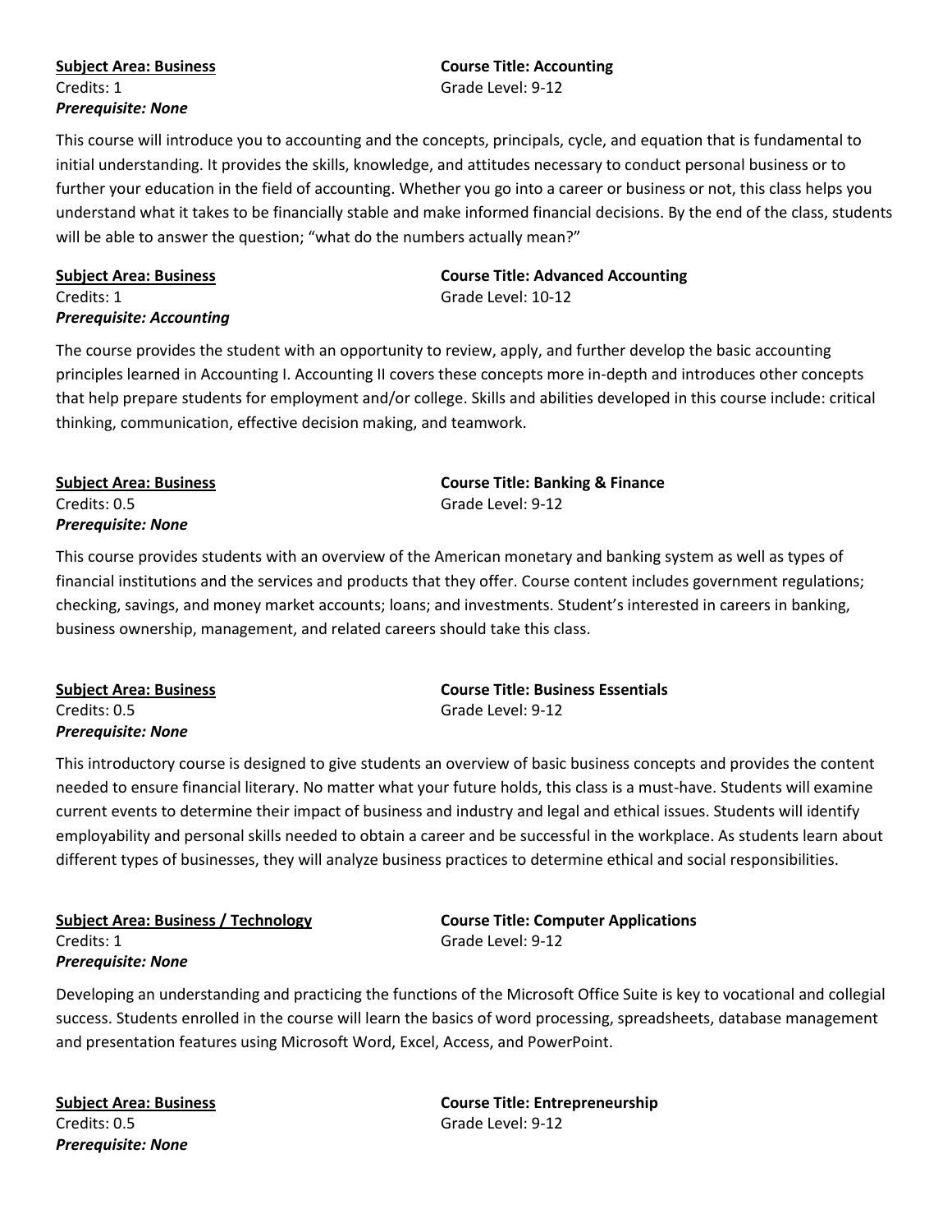**Subject Area: Business**
Credits: 1
***Prerequisite: None***

**Course Title: Accounting**
Grade Level: 9-12

This course will introduce you to accounting and the concepts, principals, cycle, and equation that is fundamental to initial understanding. It provides the skills, knowledge, and attitudes necessary to conduct personal business or to further your education in the field of accounting. Whether you go into a career or business or not, this class helps you understand what it takes to be financially stable and make informed financial decisions. By the end of the class, students will be able to answer the question; "what do the numbers actually mean?"

**Subject Area: Business**
Credits: 1
***Prerequisite: Accounting***

**Course Title: Advanced Accounting**
Grade Level: 10-12

The course provides the student with an opportunity to review, apply, and further develop the basic accounting principles learned in Accounting I. Accounting II covers these concepts more in-depth and introduces other concepts that help prepare students for employment and/or college. Skills and abilities developed in this course include: critical thinking, communication, effective decision making, and teamwork.

**Subject Area: Business**
Credits: 0.5
***Prerequisite: None***

**Course Title: Banking & Finance**
Grade Level: 9-12

This course provides students with an overview of the American monetary and banking system as well as types of financial institutions and the services and products that they offer. Course content includes government regulations; checking, savings, and money market accounts; loans; and investments. Student's interested in careers in banking, business ownership, management, and related careers should take this class.

**Subject Area: Business**
Credits: 0.5
***Prerequisite: None***

**Course Title: Business Essentials**
Grade Level: 9-12

This introductory course is designed to give students an overview of basic business concepts and provides the content needed to ensure financial literary. No matter what your future holds, this class is a must-have. Students will examine current events to determine their impact of business and industry and legal and ethical issues. Students will identify employability and personal skills needed to obtain a career and be successful in the workplace. As students learn about different types of businesses, they will analyze business practices to determine ethical and social responsibilities.

**Subject Area: Business / Technology**
Credits: 1
***Prerequisite: None***

**Course Title: Computer Applications**
Grade Level: 9-12

Developing an understanding and practicing the functions of the Microsoft Office Suite is key to vocational and collegial success. Students enrolled in the course will learn the basics of word processing, spreadsheets, database management and presentation features using Microsoft Word, Excel, Access, and PowerPoint.

**Subject Area: Business**
Credits: 0.5
***Prerequisite: None***

**Course Title: Entrepreneurship**
Grade Level: 9-12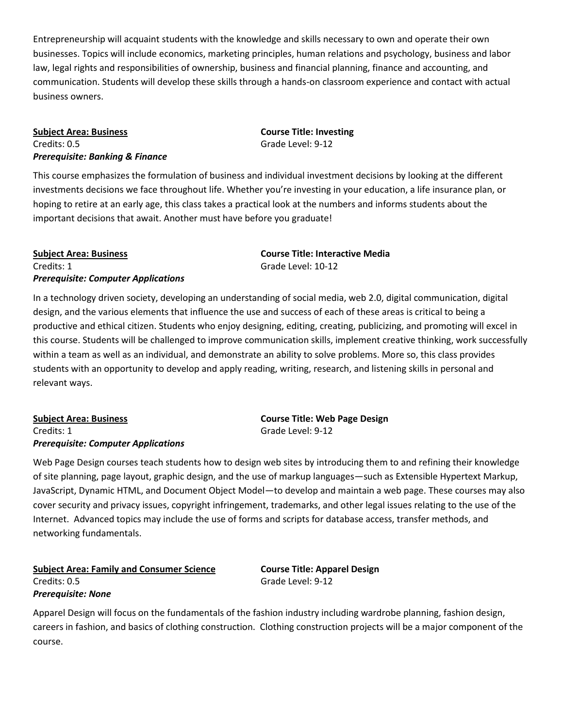Entrepreneurship will acquaint students with the knowledge and skills necessary to own and operate their own businesses. Topics will include economics, marketing principles, human relations and psychology, business and labor law, legal rights and responsibilities of ownership, business and financial planning, finance and accounting, and communication. Students will develop these skills through a hands-on classroom experience and contact with actual business owners.

**<u>Subject Area: Business</u>**
**Course Title: Investing**
Credits: 0.5
Grade Level: 9-12
***Prerequisite: Banking & Finance***

This course emphasizes the formulation of business and individual investment decisions by looking at the different investments decisions we face throughout life. Whether you're investing in your education, a life insurance plan, or hoping to retire at an early age, this class takes a practical look at the numbers and informs students about the important decisions that await. Another must have before you graduate!

**<u>Subject Area: Business</u>**
**Course Title: Interactive Media**
Credits: 1
Grade Level: 10-12
***Prerequisite: Computer Applications***

In a technology driven society, developing an understanding of social media, web 2.0, digital communication, digital design, and the various elements that influence the use and success of each of these areas is critical to being a productive and ethical citizen. Students who enjoy designing, editing, creating, publicizing, and promoting will excel in this course. Students will be challenged to improve communication skills, implement creative thinking, work successfully within a team as well as an individual, and demonstrate an ability to solve problems. More so, this class provides students with an opportunity to develop and apply reading, writing, research, and listening skills in personal and relevant ways.

**<u>Subject Area: Business</u>**
**Course Title: Web Page Design**
Credits: 1
Grade Level: 9-12
***Prerequisite: Computer Applications***

Web Page Design courses teach students how to design web sites by introducing them to and refining their knowledge of site planning, page layout, graphic design, and the use of markup languages—such as Extensible Hypertext Markup, JavaScript, Dynamic HTML, and Document Object Model—to develop and maintain a web page. These courses may also cover security and privacy issues, copyright infringement, trademarks, and other legal issues relating to the use of the Internet. Advanced topics may include the use of forms and scripts for database access, transfer methods, and networking fundamentals.

**<u>Subject Area: Family and Consumer Science</u>**
**Course Title: Apparel Design**
Credits: 0.5
Grade Level: 9-12
***Prerequisite: None***

Apparel Design will focus on the fundamentals of the fashion industry including wardrobe planning, fashion design, careers in fashion, and basics of clothing construction. Clothing construction projects will be a major component of the course.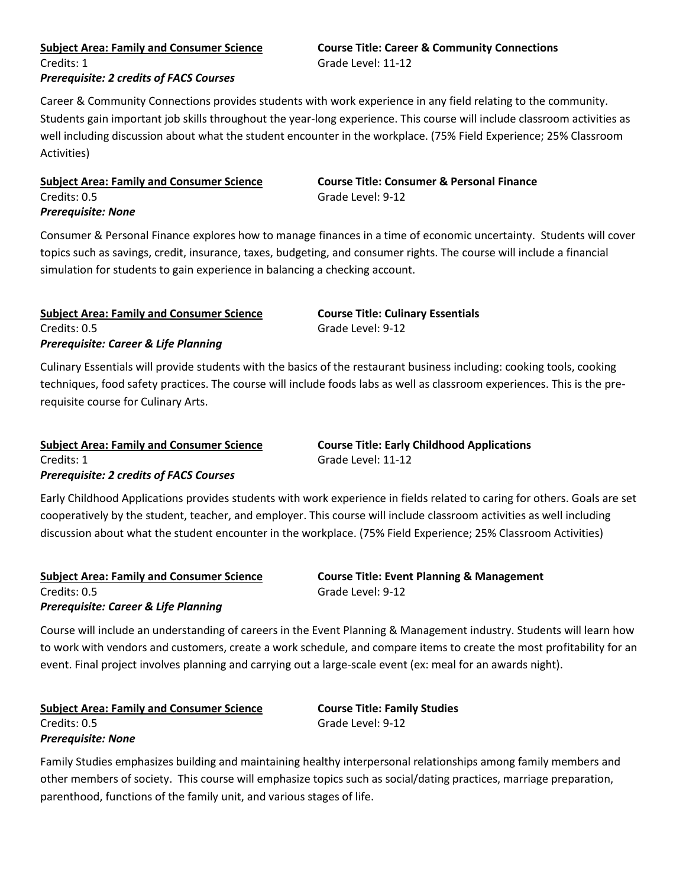**Subject Area: Family and Consumer Science**
**Course Title: Career & Community Connections**
Credits: 1
Grade Level: 11-12
***Prerequisite: 2 credits of FACS Courses***

Career & Community Connections provides students with work experience in any field relating to the community. Students gain important job skills throughout the year-long experience. This course will include classroom activities as well including discussion about what the student encounter in the workplace. (75% Field Experience; 25% Classroom Activities)

**Subject Area: Family and Consumer Science**
**Course Title: Consumer & Personal Finance**
Credits: 0.5
Grade Level: 9-12
***Prerequisite: None***

Consumer & Personal Finance explores how to manage finances in a time of economic uncertainty. Students will cover topics such as savings, credit, insurance, taxes, budgeting, and consumer rights. The course will include a financial simulation for students to gain experience in balancing a checking account.

**Subject Area: Family and Consumer Science**
**Course Title: Culinary Essentials**
Credits: 0.5
Grade Level: 9-12
***Prerequisite: Career & Life Planning***

Culinary Essentials will provide students with the basics of the restaurant business including: cooking tools, cooking techniques, food safety practices. The course will include foods labs as well as classroom experiences. This is the pre-requisite course for Culinary Arts.

**Subject Area: Family and Consumer Science**
**Course Title: Early Childhood Applications**
Credits: 1
Grade Level: 11-12
***Prerequisite: 2 credits of FACS Courses***

Early Childhood Applications provides students with work experience in fields related to caring for others. Goals are set cooperatively by the student, teacher, and employer. This course will include classroom activities as well including discussion about what the student encounter in the workplace. (75% Field Experience; 25% Classroom Activities)

**Subject Area: Family and Consumer Science**
**Course Title: Event Planning & Management**
Credits: 0.5
Grade Level: 9-12
***Prerequisite: Career & Life Planning***

Course will include an understanding of careers in the Event Planning & Management industry. Students will learn how to work with vendors and customers, create a work schedule, and compare items to create the most profitability for an event. Final project involves planning and carrying out a large-scale event (ex: meal for an awards night).

**Subject Area: Family and Consumer Science**
**Course Title: Family Studies**
Credits: 0.5
Grade Level: 9-12
***Prerequisite: None***

Family Studies emphasizes building and maintaining healthy interpersonal relationships among family members and other members of society. This course will emphasize topics such as social/dating practices, marriage preparation, parenthood, functions of the family unit, and various stages of life.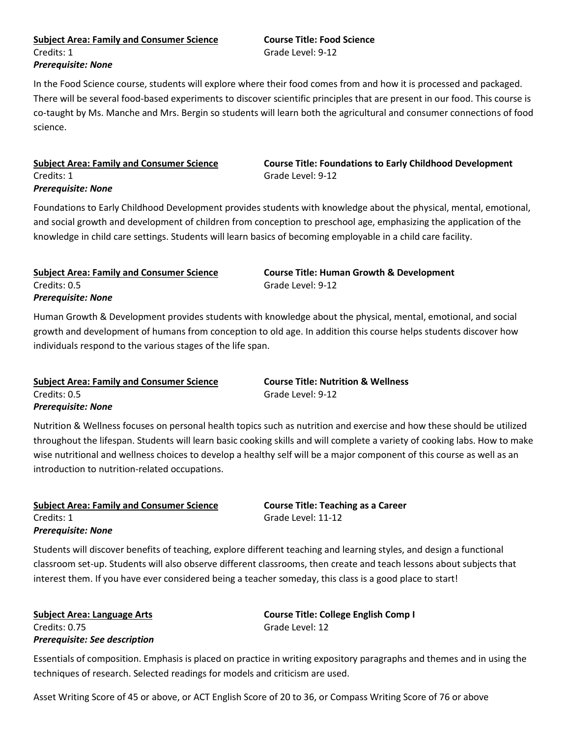**Subject Area: Family and Consumer Science**
**Course Title: Food Science**
Credits: 1
Grade Level: 9-12
***Prerequisite: None***

In the Food Science course, students will explore where their food comes from and how it is processed and packaged. There will be several food-based experiments to discover scientific principles that are present in our food. This course is co-taught by Ms. Manche and Mrs. Bergin so students will learn both the agricultural and consumer connections of food science.

**Subject Area: Family and Consumer Science**
**Course Title: Foundations to Early Childhood Development**
Credits: 1
Grade Level: 9-12
***Prerequisite: None***

Foundations to Early Childhood Development provides students with knowledge about the physical, mental, emotional, and social growth and development of children from conception to preschool age, emphasizing the application of the knowledge in child care settings. Students will learn basics of becoming employable in a child care facility.

**Subject Area: Family and Consumer Science**
**Course Title: Human Growth & Development**
Credits: 0.5
Grade Level: 9-12
***Prerequisite: None***

Human Growth & Development provides students with knowledge about the physical, mental, emotional, and social growth and development of humans from conception to old age. In addition this course helps students discover how individuals respond to the various stages of the life span.

**Subject Area: Family and Consumer Science**
**Course Title: Nutrition & Wellness**
Credits: 0.5
Grade Level: 9-12
***Prerequisite: None***

Nutrition & Wellness focuses on personal health topics such as nutrition and exercise and how these should be utilized throughout the lifespan. Students will learn basic cooking skills and will complete a variety of cooking labs. How to make wise nutritional and wellness choices to develop a healthy self will be a major component of this course as well as an introduction to nutrition-related occupations.

**Subject Area: Family and Consumer Science**
**Course Title: Teaching as a Career**
Credits: 1
Grade Level: 11-12
***Prerequisite: None***

Students will discover benefits of teaching, explore different teaching and learning styles, and design a functional classroom set-up. Students will also observe different classrooms, then create and teach lessons about subjects that interest them. If you have ever considered being a teacher someday, this class is a good place to start!

**Subject Area: Language Arts**
**Course Title: College English Comp I**
Credits: 0.75
Grade Level: 12
***Prerequisite: See description***

Essentials of composition. Emphasis is placed on practice in writing expository paragraphs and themes and in using the techniques of research. Selected readings for models and criticism are used.

Asset Writing Score of 45 or above, or ACT English Score of 20 to 36, or Compass Writing Score of 76 or above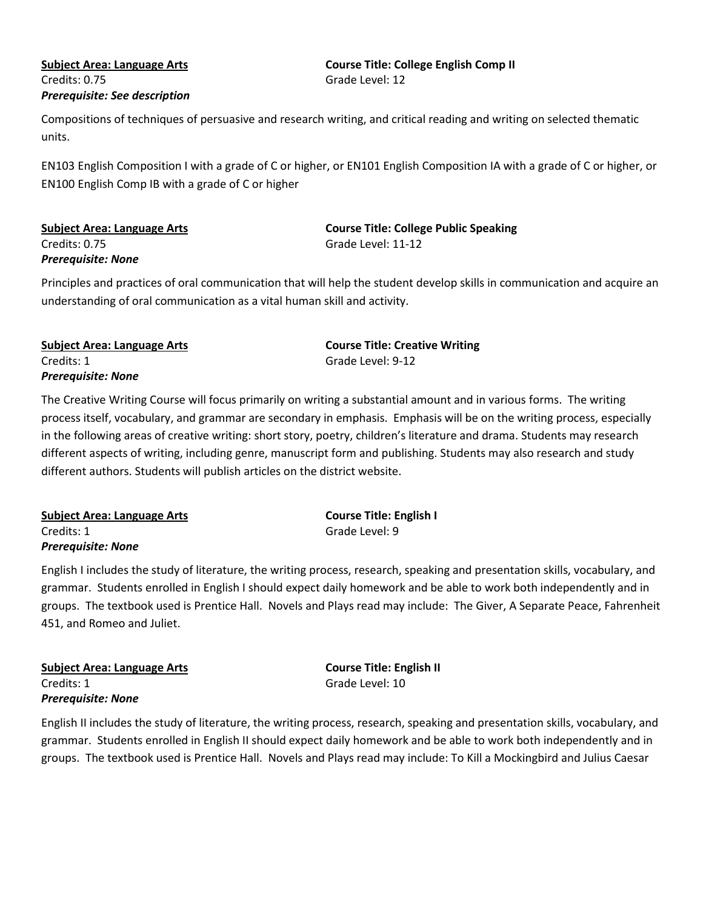**<u>Subject Area: Language Arts</u>**
**Course Title: College English Comp II**
Credits: 0.75
Grade Level: 12
***Prerequisite: See description***

Compositions of techniques of persuasive and research writing, and critical reading and writing on selected thematic units.

EN103 English Composition I with a grade of C or higher, or EN101 English Composition IA with a grade of C or higher, or EN100 English Comp IB with a grade of C or higher

**<u>Subject Area: Language Arts</u>**
**Course Title: College Public Speaking**
Credits: 0.75
Grade Level: 11-12
***Prerequisite: None***

Principles and practices of oral communication that will help the student develop skills in communication and acquire an understanding of oral communication as a vital human skill and activity.

**<u>Subject Area: Language Arts</u>**
**Course Title: Creative Writing**
Credits: 1
Grade Level: 9-12
***Prerequisite: None***

The Creative Writing Course will focus primarily on writing a substantial amount and in various forms. The writing process itself, vocabulary, and grammar are secondary in emphasis. Emphasis will be on the writing process, especially in the following areas of creative writing: short story, poetry, children's literature and drama. Students may research different aspects of writing, including genre, manuscript form and publishing. Students may also research and study different authors. Students will publish articles on the district website.

**<u>Subject Area: Language Arts</u>**
**Course Title: English I**
Credits: 1
Grade Level: 9
***Prerequisite: None***

English I includes the study of literature, the writing process, research, speaking and presentation skills, vocabulary, and grammar. Students enrolled in English I should expect daily homework and be able to work both independently and in groups. The textbook used is Prentice Hall. Novels and Plays read may include: The Giver, A Separate Peace, Fahrenheit 451, and Romeo and Juliet.

**<u>Subject Area: Language Arts</u>**
**Course Title: English II**
Credits: 1
Grade Level: 10
***Prerequisite: None***

English II includes the study of literature, the writing process, research, speaking and presentation skills, vocabulary, and grammar. Students enrolled in English II should expect daily homework and be able to work both independently and in groups. The textbook used is Prentice Hall. Novels and Plays read may include: To Kill a Mockingbird and Julius Caesar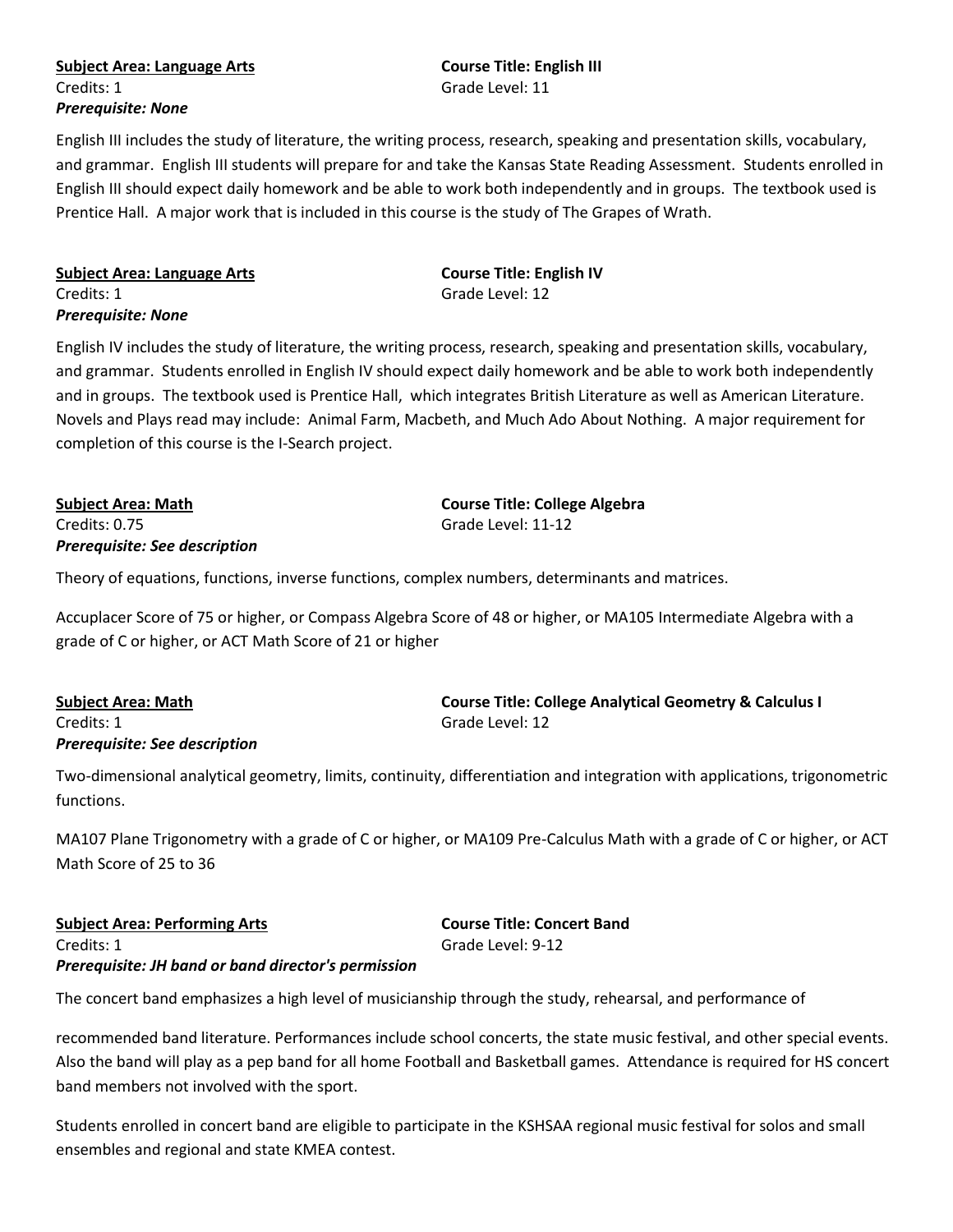**<u>Subject Area: Language Arts</u>**
Credits: 1
***Prerequisite: None***

**Course Title: English III**
Grade Level: 11

English III includes the study of literature, the writing process, research, speaking and presentation skills, vocabulary, and grammar. English III students will prepare for and take the Kansas State Reading Assessment. Students enrolled in English III should expect daily homework and be able to work both independently and in groups. The textbook used is Prentice Hall. A major work that is included in this course is the study of The Grapes of Wrath.

**<u>Subject Area: Language Arts</u>**
Credits: 1
***Prerequisite: None***

**Course Title: English IV**
Grade Level: 12

English IV includes the study of literature, the writing process, research, speaking and presentation skills, vocabulary, and grammar. Students enrolled in English IV should expect daily homework and be able to work both independently and in groups. The textbook used is Prentice Hall, which integrates British Literature as well as American Literature. Novels and Plays read may include: Animal Farm, Macbeth, and Much Ado About Nothing. A major requirement for completion of this course is the I-Search project.

**<u>Subject Area: Math</u>**
Credits: 0.75
***Prerequisite: See description***

**Course Title: College Algebra**
Grade Level: 11-12

Theory of equations, functions, inverse functions, complex numbers, determinants and matrices.

Accuplacer Score of 75 or higher, or Compass Algebra Score of 48 or higher, or MA105 Intermediate Algebra with a grade of C or higher, or ACT Math Score of 21 or higher

**<u>Subject Area: Math</u>**
Credits: 1
***Prerequisite: See description***

**Course Title: College Analytical Geometry & Calculus I**
Grade Level: 12

Two-dimensional analytical geometry, limits, continuity, differentiation and integration with applications, trigonometric functions.

MA107 Plane Trigonometry with a grade of C or higher, or MA109 Pre-Calculus Math with a grade of C or higher, or ACT Math Score of 25 to 36

**<u>Subject Area: Performing Arts</u>**
Credits: 1
***Prerequisite: JH band or band director's permission***

**Course Title: Concert Band**
Grade Level: 9-12

The concert band emphasizes a high level of musicianship through the study, rehearsal, and performance of recommended band literature. Performances include school concerts, the state music festival, and other special events. Also the band will play as a pep band for all home Football and Basketball games. Attendance is required for HS concert band members not involved with the sport.

Students enrolled in concert band are eligible to participate in the KSHSAA regional music festival for solos and small ensembles and regional and state KMEA contest.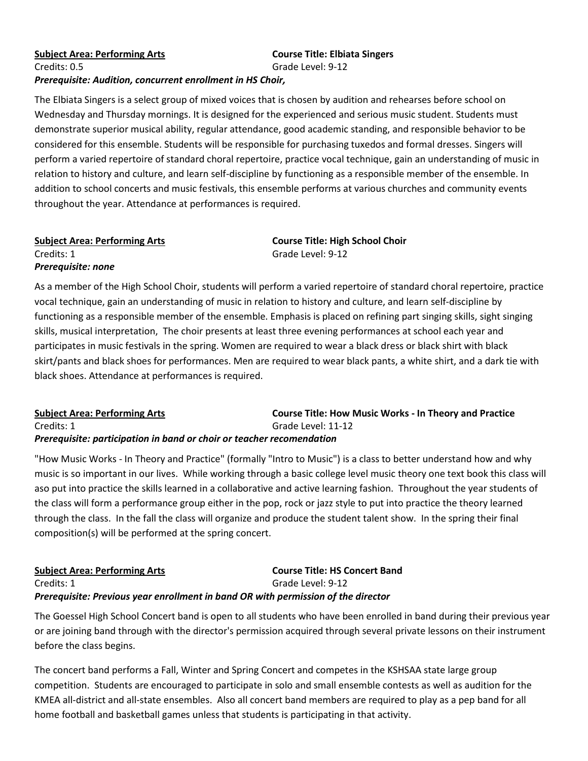**Subject Area: Performing Arts** **Course Title: Elbiata Singers**
Credits: 0.5 Grade Level: 9-12
***Prerequisite: Audition, concurrent enrollment in HS Choir,***

The Elbiata Singers is a select group of mixed voices that is chosen by audition and rehearses before school on Wednesday and Thursday mornings. It is designed for the experienced and serious music student. Students must demonstrate superior musical ability, regular attendance, good academic standing, and responsible behavior to be considered for this ensemble. Students will be responsible for purchasing tuxedos and formal dresses. Singers will perform a varied repertoire of standard choral repertoire, practice vocal technique, gain an understanding of music in relation to history and culture, and learn self-discipline by functioning as a responsible member of the ensemble. In addition to school concerts and music festivals, this ensemble performs at various churches and community events throughout the year. Attendance at performances is required.

**Subject Area: Performing Arts** **Course Title: High School Choir**
Credits: 1 Grade Level: 9-12
***Prerequisite: none***

As a member of the High School Choir, students will perform a varied repertoire of standard choral repertoire, practice vocal technique, gain an understanding of music in relation to history and culture, and learn self-discipline by functioning as a responsible member of the ensemble. Emphasis is placed on refining part singing skills, sight singing skills, musical interpretation, The choir presents at least three evening performances at school each year and participates in music festivals in the spring. Women are required to wear a black dress or black shirt with black skirt/pants and black shoes for performances. Men are required to wear black pants, a white shirt, and a dark tie with black shoes. Attendance at performances is required.

**Subject Area: Performing Arts** **Course Title: How Music Works - In Theory and Practice**
Credits: 1 Grade Level: 11-12
***Prerequisite: participation in band or choir or teacher recomendation***

"How Music Works - In Theory and Practice" (formally "Intro to Music") is a class to better understand how and why music is so important in our lives. While working through a basic college level music theory one text book this class will aso put into practice the skills learned in a collaborative and active learning fashion. Throughout the year students of the class will form a performance group either in the pop, rock or jazz style to put into practice the theory learned through the class. In the fall the class will organize and produce the student talent show. In the spring their final composition(s) will be performed at the spring concert.

**Subject Area: Performing Arts** **Course Title: HS Concert Band**
Credits: 1 Grade Level: 9-12
***Prerequisite: Previous year enrollment in band OR with permission of the director***

The Goessel High School Concert band is open to all students who have been enrolled in band during their previous year or are joining band through with the director's permission acquired through several private lessons on their instrument before the class begins.

The concert band performs a Fall, Winter and Spring Concert and competes in the KSHSAA state large group competition. Students are encouraged to participate in solo and small ensemble contests as well as audition for the KMEA all-district and all-state ensembles. Also all concert band members are required to play as a pep band for all home football and basketball games unless that students is participating in that activity.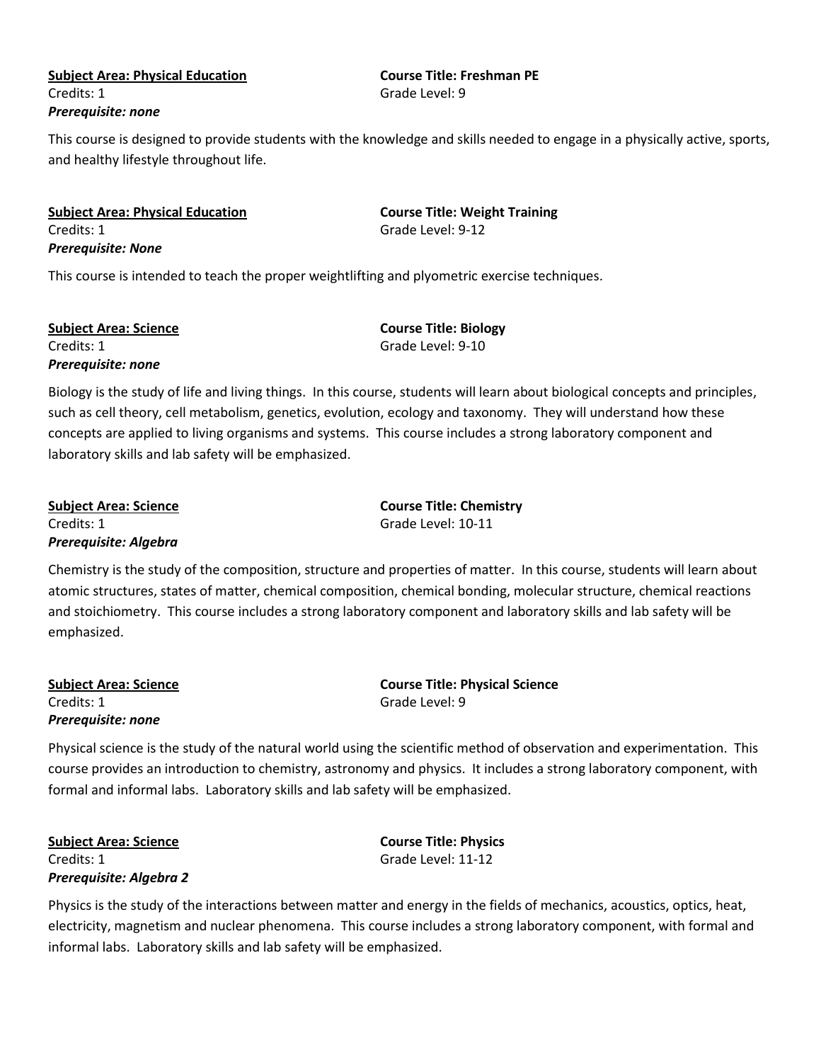**<u>Subject Area: Physical Education</u>**
Credits: 1
***Prerequisite: none***

**Course Title: Freshman PE**
Grade Level: 9

This course is designed to provide students with the knowledge and skills needed to engage in a physically active, sports, and healthy lifestyle throughout life.

**<u>Subject Area: Physical Education</u>**
Credits: 1
***Prerequisite: None***

**Course Title: Weight Training**
Grade Level: 9-12

This course is intended to teach the proper weightlifting and plyometric exercise techniques.

**<u>Subject Area: Science</u>**
Credits: 1
***Prerequisite: none***

**Course Title: Biology**
Grade Level: 9-10

Biology is the study of life and living things. In this course, students will learn about biological concepts and principles, such as cell theory, cell metabolism, genetics, evolution, ecology and taxonomy. They will understand how these concepts are applied to living organisms and systems. This course includes a strong laboratory component and laboratory skills and lab safety will be emphasized.

**<u>Subject Area: Science</u>**
Credits: 1
***Prerequisite: Algebra***

**Course Title: Chemistry**
Grade Level: 10-11

Chemistry is the study of the composition, structure and properties of matter. In this course, students will learn about atomic structures, states of matter, chemical composition, chemical bonding, molecular structure, chemical reactions and stoichiometry. This course includes a strong laboratory component and laboratory skills and lab safety will be emphasized.

**<u>Subject Area: Science</u>**
Credits: 1
***Prerequisite: none***

**Course Title: Physical Science**
Grade Level: 9

Physical science is the study of the natural world using the scientific method of observation and experimentation. This course provides an introduction to chemistry, astronomy and physics. It includes a strong laboratory component, with formal and informal labs. Laboratory skills and lab safety will be emphasized.

**<u>Subject Area: Science</u>**
Credits: 1
***Prerequisite: Algebra 2***

**Course Title: Physics**
Grade Level: 11-12

Physics is the study of the interactions between matter and energy in the fields of mechanics, acoustics, optics, heat, electricity, magnetism and nuclear phenomena. This course includes a strong laboratory component, with formal and informal labs. Laboratory skills and lab safety will be emphasized.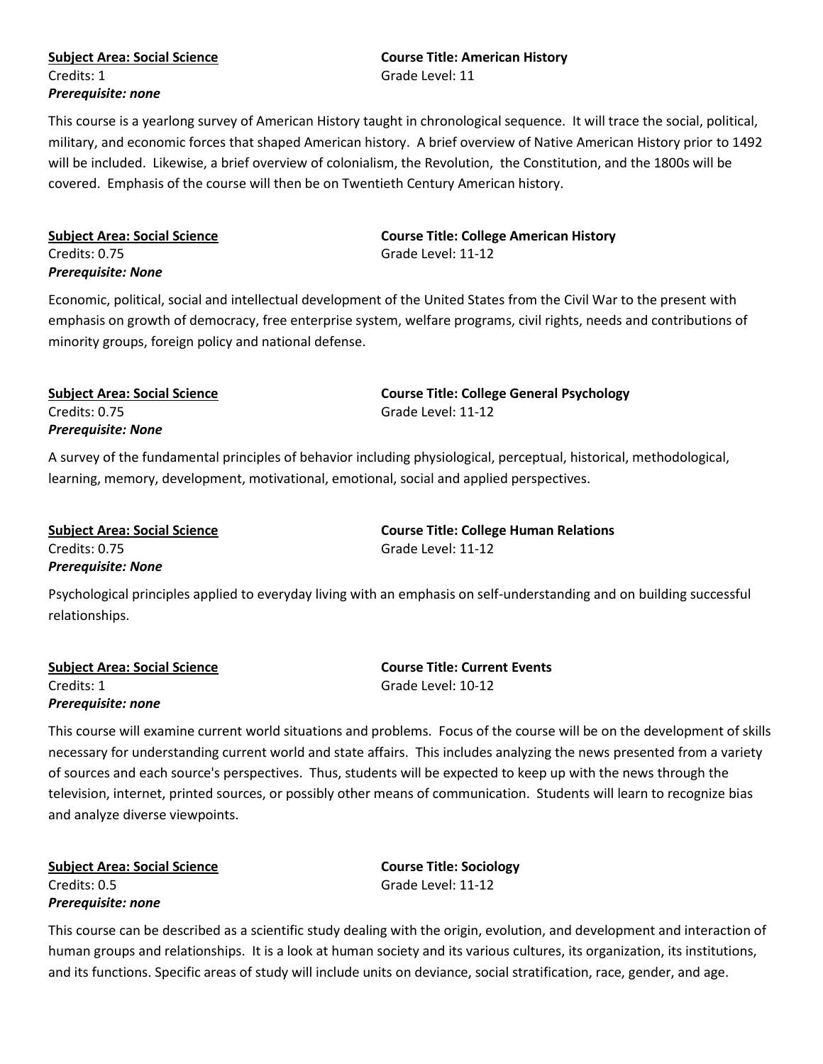**Subject Area: Social Science**
Credits: 1
***Prerequisite: none***

**Course Title: American History**
Grade Level: 11

This course is a yearlong survey of American History taught in chronological sequence. It will trace the social, political, military, and economic forces that shaped American history. A brief overview of Native American History prior to 1492 will be included. Likewise, a brief overview of colonialism, the Revolution, the Constitution, and the 1800s will be covered. Emphasis of the course will then be on Twentieth Century American history.

**Subject Area: Social Science**
Credits: 0.75
***Prerequisite: None***

**Course Title: College American History**
Grade Level: 11-12

Economic, political, social and intellectual development of the United States from the Civil War to the present with emphasis on growth of democracy, free enterprise system, welfare programs, civil rights, needs and contributions of minority groups, foreign policy and national defense.

**Subject Area: Social Science**
Credits: 0.75
***Prerequisite: None***

**Course Title: College General Psychology**
Grade Level: 11-12

A survey of the fundamental principles of behavior including physiological, perceptual, historical, methodological, learning, memory, development, motivational, emotional, social and applied perspectives.

**Subject Area: Social Science**
Credits: 0.75
***Prerequisite: None***

**Course Title: College Human Relations**
Grade Level: 11-12

Psychological principles applied to everyday living with an emphasis on self-understanding and on building successful relationships.

**Subject Area: Social Science**
Credits: 1
***Prerequisite: none***

**Course Title: Current Events**
Grade Level: 10-12

This course will examine current world situations and problems. Focus of the course will be on the development of skills necessary for understanding current world and state affairs. This includes analyzing the news presented from a variety of sources and each source's perspectives. Thus, students will be expected to keep up with the news through the television, internet, printed sources, or possibly other means of communication. Students will learn to recognize bias and analyze diverse viewpoints.

**Subject Area: Social Science**
Credits: 0.5
***Prerequisite: none***

**Course Title: Sociology**
Grade Level: 11-12

This course can be described as a scientific study dealing with the origin, evolution, and development and interaction of human groups and relationships. It is a look at human society and its various cultures, its organization, its institutions, and its functions. Specific areas of study will include units on deviance, social stratification, race, gender, and age.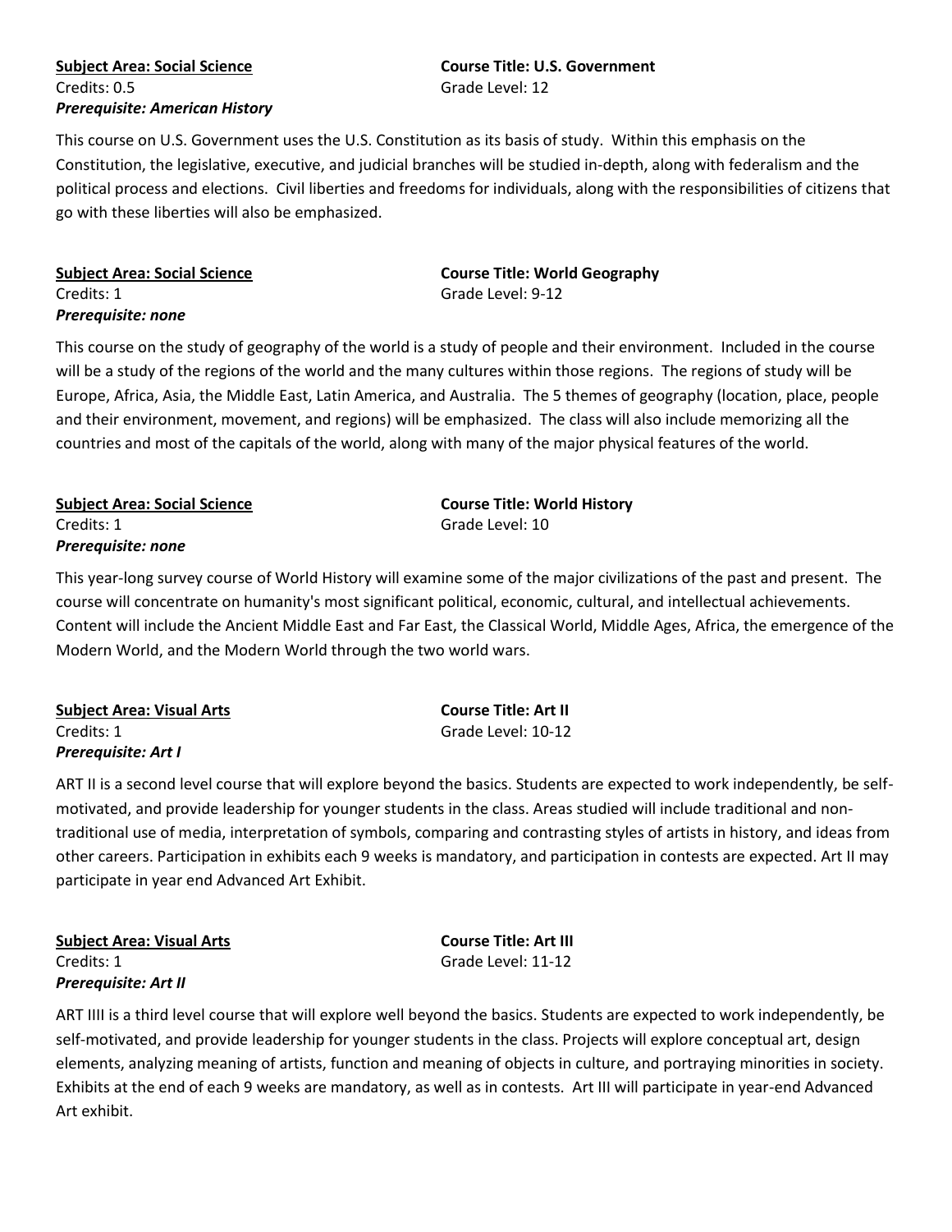**Subject Area: Social Science**

**Course Title: U.S. Government**

Credits: 0.5

Grade Level: 12

***Prerequisite: American History***

This course on U.S. Government uses the U.S. Constitution as its basis of study. Within this emphasis on the Constitution, the legislative, executive, and judicial branches will be studied in-depth, along with federalism and the political process and elections. Civil liberties and freedoms for individuals, along with the responsibilities of citizens that go with these liberties will also be emphasized.

**Subject Area: Social Science**

**Course Title: World Geography**

Credits: 1

Grade Level: 9-12

***Prerequisite: none***

This course on the study of geography of the world is a study of people and their environment. Included in the course will be a study of the regions of the world and the many cultures within those regions. The regions of study will be Europe, Africa, Asia, the Middle East, Latin America, and Australia. The 5 themes of geography (location, place, people and their environment, movement, and regions) will be emphasized. The class will also include memorizing all the countries and most of the capitals of the world, along with many of the major physical features of the world.

**Subject Area: Social Science**

**Course Title: World History**

Credits: 1

Grade Level: 10

***Prerequisite: none***

This year-long survey course of World History will examine some of the major civilizations of the past and present. The course will concentrate on humanity's most significant political, economic, cultural, and intellectual achievements. Content will include the Ancient Middle East and Far East, the Classical World, Middle Ages, Africa, the emergence of the Modern World, and the Modern World through the two world wars.

**Subject Area: Visual Arts**

**Course Title: Art II**

Credits: 1

Grade Level: 10-12

***Prerequisite: Art I***

ART II is a second level course that will explore beyond the basics. Students are expected to work independently, be self-motivated, and provide leadership for younger students in the class. Areas studied will include traditional and non-traditional use of media, interpretation of symbols, comparing and contrasting styles of artists in history, and ideas from other careers. Participation in exhibits each 9 weeks is mandatory, and participation in contests are expected. Art II may participate in year end Advanced Art Exhibit.

**Subject Area: Visual Arts**

**Course Title: Art III**

Credits: 1

Grade Level: 11-12

***Prerequisite: Art II***

ART IIII is a third level course that will explore well beyond the basics. Students are expected to work independently, be self-motivated, and provide leadership for younger students in the class. Projects will explore conceptual art, design elements, analyzing meaning of artists, function and meaning of objects in culture, and portraying minorities in society. Exhibits at the end of each 9 weeks are mandatory, as well as in contests. Art III will participate in year-end Advanced Art exhibit.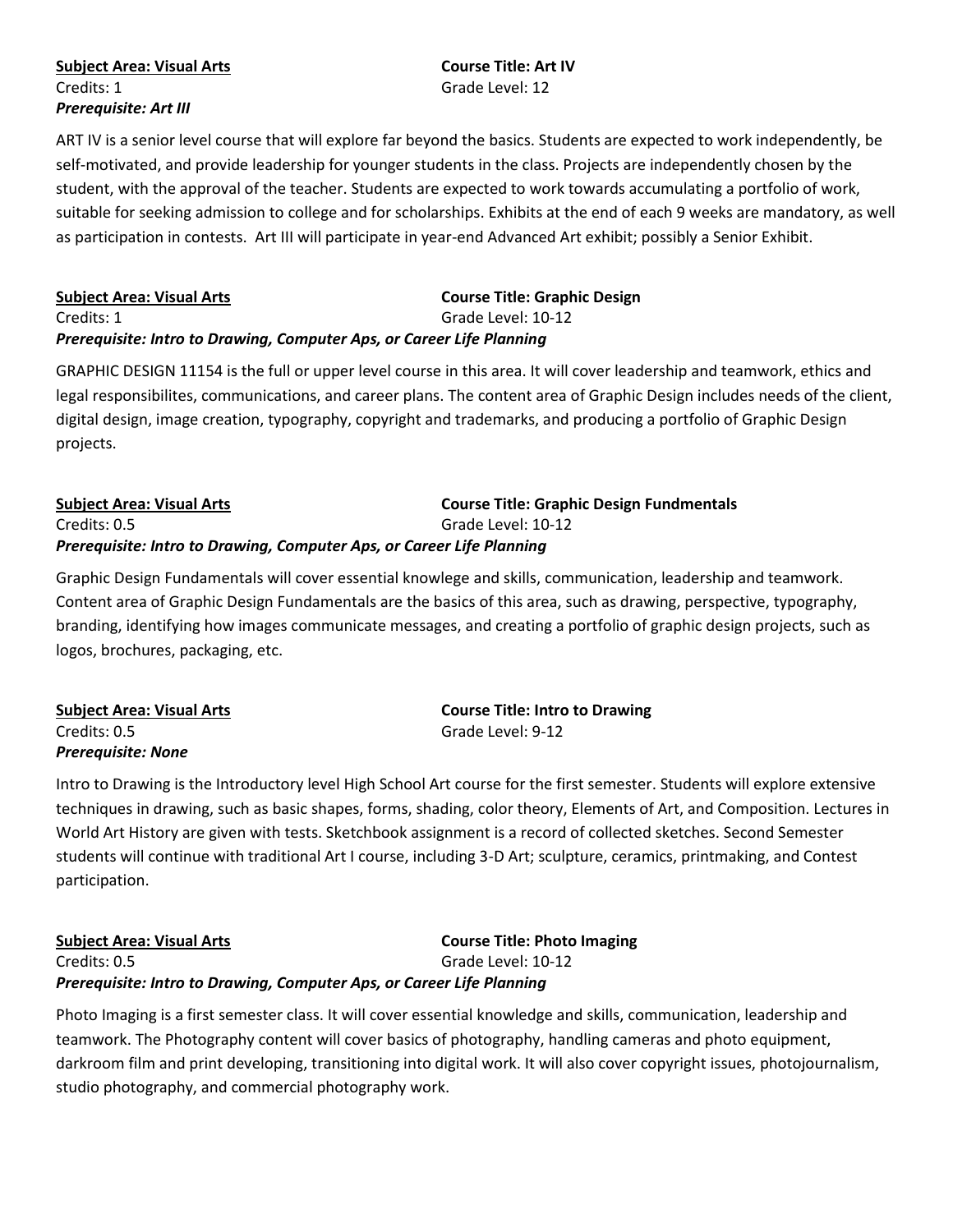**Subject Area: Visual Arts**
Credits: 1
***Prerequisite: Art III***

**Course Title: Art IV**
Grade Level: 12

ART IV is a senior level course that will explore far beyond the basics. Students are expected to work independently, be self-motivated, and provide leadership for younger students in the class. Projects are independently chosen by the student, with the approval of the teacher. Students are expected to work towards accumulating a portfolio of work, suitable for seeking admission to college and for scholarships. Exhibits at the end of each 9 weeks are mandatory, as well as participation in contests. Art III will participate in year-end Advanced Art exhibit; possibly a Senior Exhibit.

**Subject Area: Visual Arts**
Credits: 1
***Prerequisite: Intro to Drawing, Computer Aps, or Career Life Planning***

**Course Title: Graphic Design**
Grade Level: 10-12

GRAPHIC DESIGN 11154 is the full or upper level course in this area. It will cover leadership and teamwork, ethics and legal responsibilites, communications, and career plans. The content area of Graphic Design includes needs of the client, digital design, image creation, typography, copyright and trademarks, and producing a portfolio of Graphic Design projects.

**Subject Area: Visual Arts**
Credits: 0.5
***Prerequisite: Intro to Drawing, Computer Aps, or Career Life Planning***

**Course Title: Graphic Design Fundmentals**
Grade Level: 10-12

Graphic Design Fundamentals will cover essential knowlege and skills, communication, leadership and teamwork. Content area of Graphic Design Fundamentals are the basics of this area, such as drawing, perspective, typography, branding, identifying how images communicate messages, and creating a portfolio of graphic design projects, such as logos, brochures, packaging, etc.

**Subject Area: Visual Arts**
Credits: 0.5
***Prerequisite: None***

**Course Title: Intro to Drawing**
Grade Level: 9-12

Intro to Drawing is the Introductory level High School Art course for the first semester. Students will explore extensive techniques in drawing, such as basic shapes, forms, shading, color theory, Elements of Art, and Composition. Lectures in World Art History are given with tests. Sketchbook assignment is a record of collected sketches. Second Semester students will continue with traditional Art I course, including 3-D Art; sculpture, ceramics, printmaking, and Contest participation.

**Subject Area: Visual Arts**
Credits: 0.5
***Prerequisite: Intro to Drawing, Computer Aps, or Career Life Planning***

**Course Title: Photo Imaging**
Grade Level: 10-12

Photo Imaging is a first semester class. It will cover essential knowledge and skills, communication, leadership and teamwork. The Photography content will cover basics of photography, handling cameras and photo equipment, darkroom film and print developing, transitioning into digital work. It will also cover copyright issues, photojournalism, studio photography, and commercial photography work.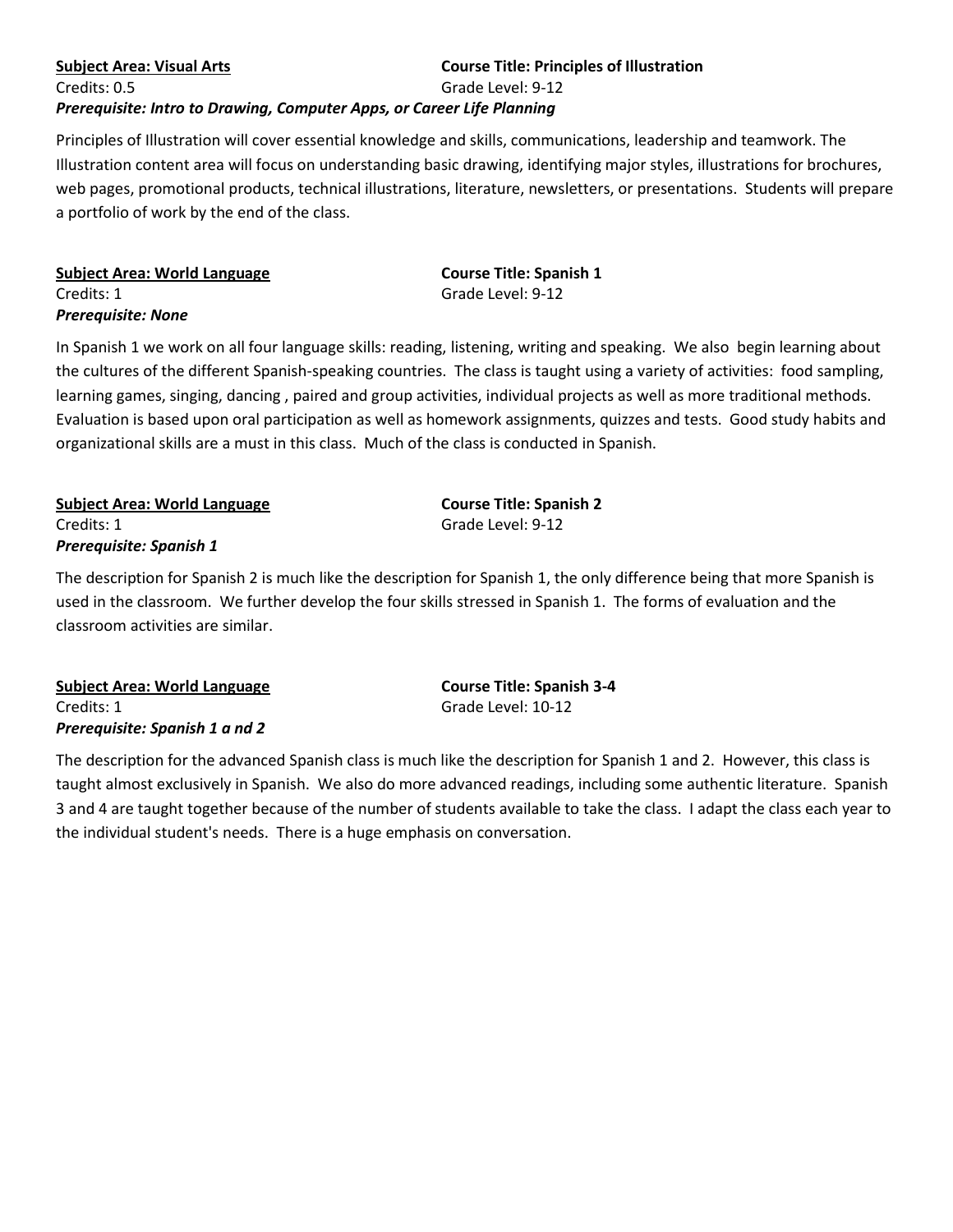**Subject Area: Visual Arts**
**Course Title: Principles of Illustration**
Credits: 0.5
Grade Level: 9-12
***Prerequisite: Intro to Drawing, Computer Apps, or Career Life Planning***

Principles of Illustration will cover essential knowledge and skills, communications, leadership and teamwork. The Illustration content area will focus on understanding basic drawing, identifying major styles, illustrations for brochures, web pages, promotional products, technical illustrations, literature, newsletters, or presentations. Students will prepare a portfolio of work by the end of the class.

**Subject Area: World Language**
**Course Title: Spanish 1**
Credits: 1
Grade Level: 9-12
***Prerequisite: None***

In Spanish 1 we work on all four language skills: reading, listening, writing and speaking. We also begin learning about the cultures of the different Spanish-speaking countries. The class is taught using a variety of activities: food sampling, learning games, singing, dancing , paired and group activities, individual projects as well as more traditional methods. Evaluation is based upon oral participation as well as homework assignments, quizzes and tests. Good study habits and organizational skills are a must in this class. Much of the class is conducted in Spanish.

**Subject Area: World Language**
**Course Title: Spanish 2**
Credits: 1
Grade Level: 9-12
***Prerequisite: Spanish 1***

The description for Spanish 2 is much like the description for Spanish 1, the only difference being that more Spanish is used in the classroom. We further develop the four skills stressed in Spanish 1. The forms of evaluation and the classroom activities are similar.

**Subject Area: World Language**
**Course Title: Spanish 3-4**
Credits: 1
Grade Level: 10-12
***Prerequisite: Spanish 1 a nd 2***

The description for the advanced Spanish class is much like the description for Spanish 1 and 2. However, this class is taught almost exclusively in Spanish. We also do more advanced readings, including some authentic literature. Spanish 3 and 4 are taught together because of the number of students available to take the class. I adapt the class each year to the individual student's needs. There is a huge emphasis on conversation.